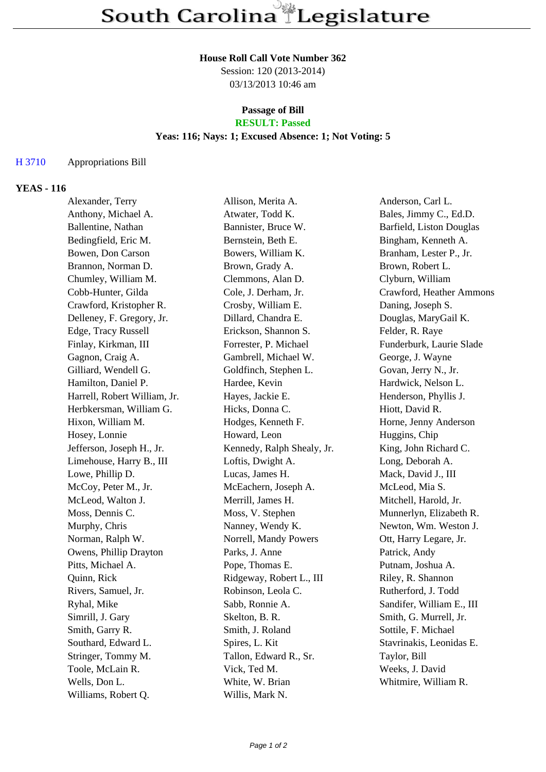# South Carolina Legislature

**House Roll Call Vote Number 362**
Session: 120 (2013-2014)
03/13/2013 10:46 am

**Passage of Bill**
**RESULT: Passed**
**Yeas: 116; Nays: 1; Excused Absence: 1; Not Voting: 5**

H 3710 Appropriations Bill

## YEAS - 116

| | | |
|---|---|---|
| Alexander, Terry | Allison, Merita A. | Anderson, Carl L. |
| Anthony, Michael A. | Atwater, Todd K. | Bales, Jimmy C., Ed.D. |
| Ballentine, Nathan | Bannister, Bruce W. | Barfield, Liston Douglas |
| Bedingfield, Eric M. | Bernstein, Beth E. | Bingham, Kenneth A. |
| Bowen, Don Carson | Bowers, William K. | Branham, Lester P., Jr. |
| Brannon, Norman D. | Brown, Grady A. | Brown, Robert L. |
| Chumley, William M. | Clemmons, Alan D. | Clyburn, William |
| Cobb-Hunter, Gilda | Cole, J. Derham, Jr. | Crawford, Heather Ammons |
| Crawford, Kristopher R. | Crosby, William E. | Daning, Joseph S. |
| Delleney, F. Gregory, Jr. | Dillard, Chandra E. | Douglas, MaryGail K. |
| Edge, Tracy Russell | Erickson, Shannon S. | Felder, R. Raye |
| Finlay, Kirkman, III | Forrester, P. Michael | Funderburk, Laurie Slade |
| Gagnon, Craig A. | Gambrell, Michael W. | George, J. Wayne |
| Gilliard, Wendell G. | Goldfinch, Stephen L. | Govan, Jerry N., Jr. |
| Hamilton, Daniel P. | Hardee, Kevin | Hardwick, Nelson L. |
| Harrell, Robert William, Jr. | Hayes, Jackie E. | Henderson, Phyllis J. |
| Herbkersman, William G. | Hicks, Donna C. | Hiott, David R. |
| Hixon, William M. | Hodges, Kenneth F. | Horne, Jenny Anderson |
| Hosey, Lonnie | Howard, Leon | Huggins, Chip |
| Jefferson, Joseph H., Jr. | Kennedy, Ralph Shealy, Jr. | King, John Richard C. |
| Limehouse, Harry B., III | Loftis, Dwight A. | Long, Deborah A. |
| Lowe, Phillip D. | Lucas, James H. | Mack, David J., III |
| McCoy, Peter M., Jr. | McEachern, Joseph A. | McLeod, Mia S. |
| McLeod, Walton J. | Merrill, James H. | Mitchell, Harold, Jr. |
| Moss, Dennis C. | Moss, V. Stephen | Munnerlyn, Elizabeth R. |
| Murphy, Chris | Nanney, Wendy K. | Newton, Wm. Weston J. |
| Norman, Ralph W. | Norrell, Mandy Powers | Ott, Harry Legare, Jr. |
| Owens, Phillip Drayton | Parks, J. Anne | Patrick, Andy |
| Pitts, Michael A. | Pope, Thomas E. | Putnam, Joshua A. |
| Quinn, Rick | Ridgeway, Robert L., III | Riley, R. Shannon |
| Rivers, Samuel, Jr. | Robinson, Leola C. | Rutherford, J. Todd |
| Ryhal, Mike | Sabb, Ronnie A. | Sandifer, William E., III |
| Simrill, J. Gary | Skelton, B. R. | Smith, G. Murrell, Jr. |
| Smith, Garry R. | Smith, J. Roland | Sottile, F. Michael |
| Southard, Edward L. | Spires, L. Kit | Stavrinakis, Leonidas E. |
| Stringer, Tommy M. | Tallon, Edward R., Sr. | Taylor, Bill |
| Toole, McLain R. | Vick, Ted M. | Weeks, J. David |
| Wells, Don L. | White, W. Brian | Whitmire, William R. |
| Williams, Robert Q. | Willis, Mark N. | |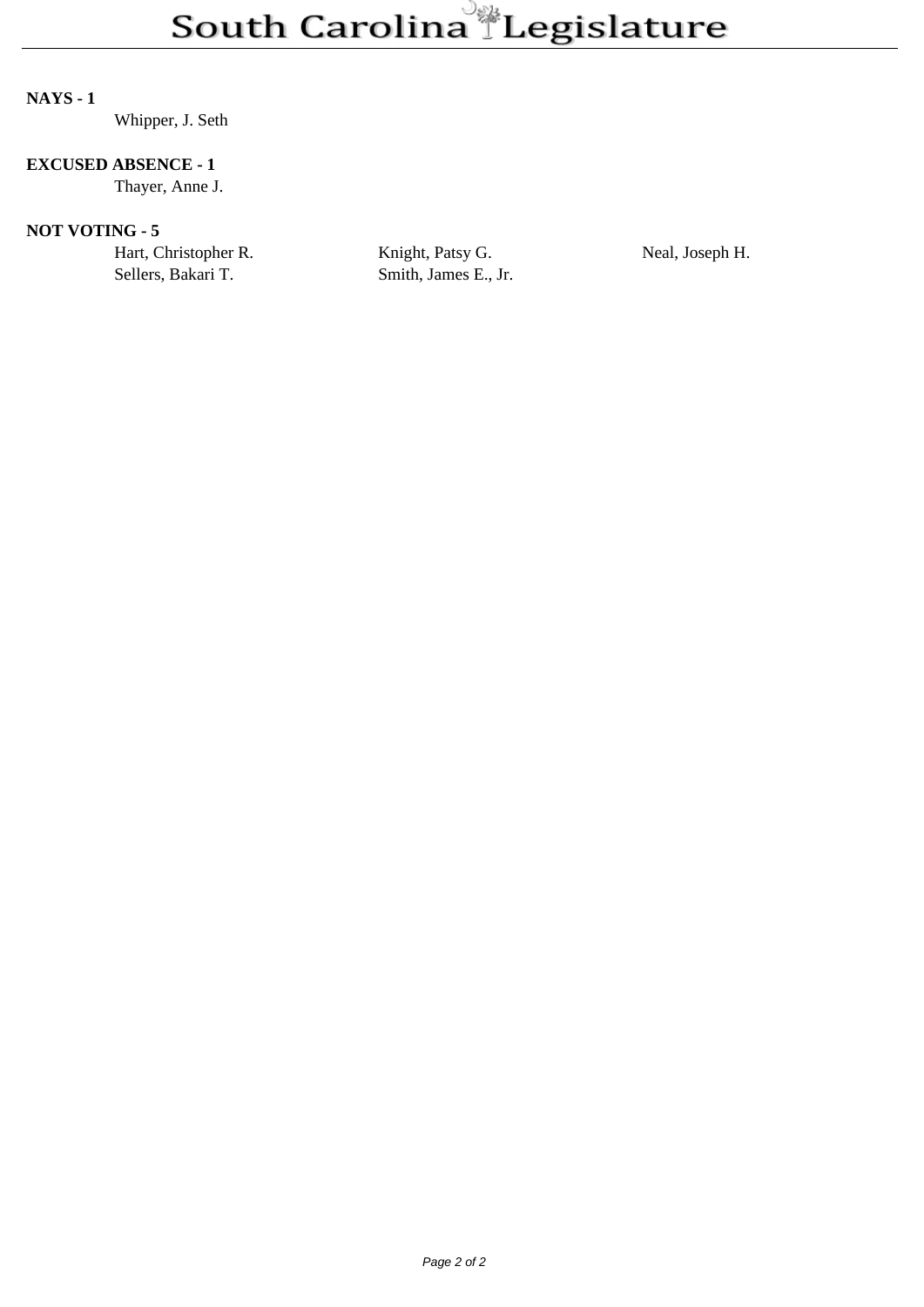**NAYS - 1**

Whipper, J. Seth

**EXCUSED ABSENCE - 1**

Thayer, Anne J.

**NOT VOTING - 5**

| | | |
|---|---|---|
| Hart, Christopher R. | Knight, Patsy G. | Neal, Joseph H. |
| Sellers, Bakari T. | Smith, James E., Jr. | |